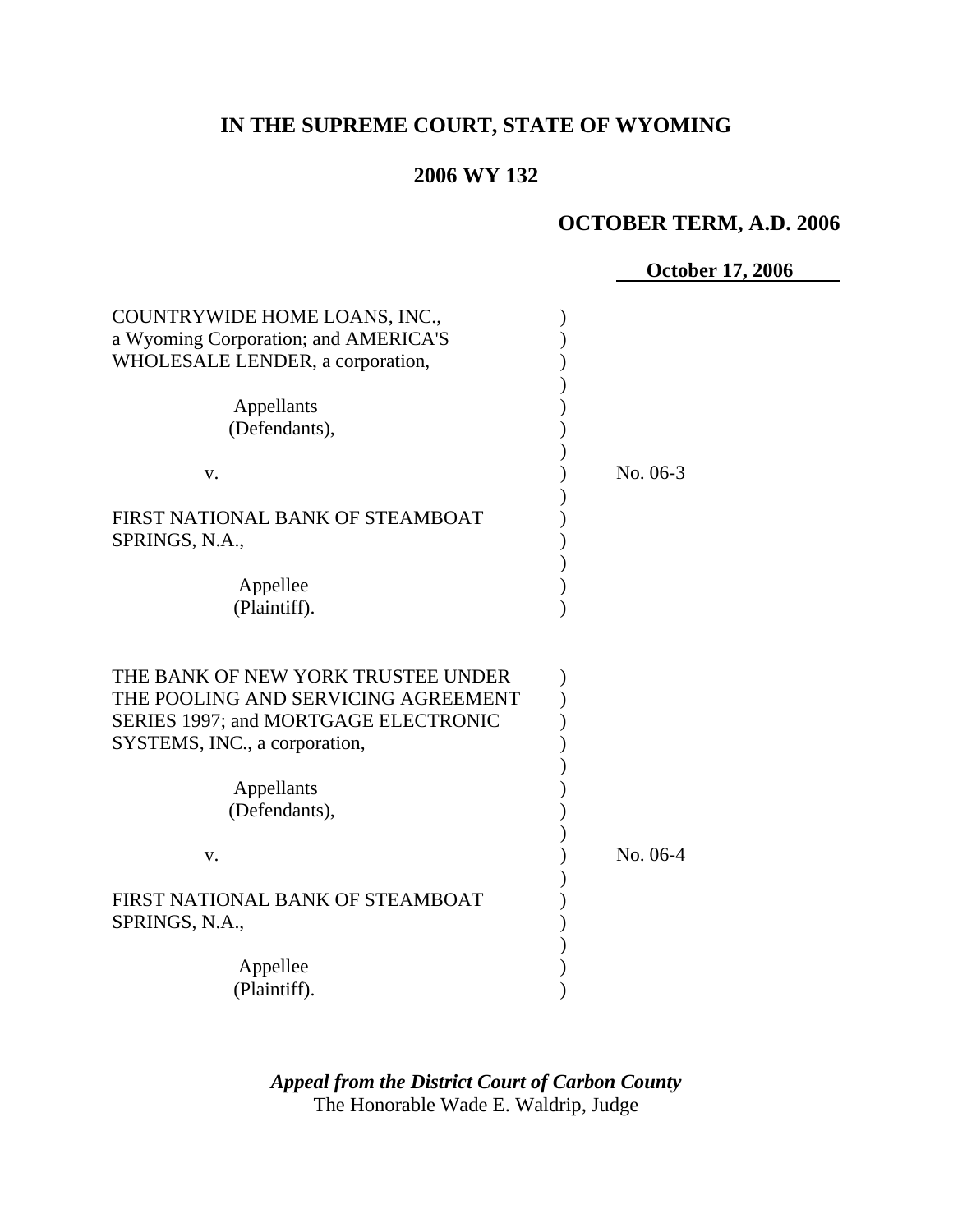# IN THE SUPREME COURT, STATE OF WYOMING

## 2006 WY 132

### OCTOBER TERM, A.D. 2006

**October 17, 2006**

COUNTRYWIDE HOME LOANS, INC., a Wyoming Corporation; and AMERICA'S WHOLESALE LENDER, a corporation,

Appellants (Defendants),

v.

FIRST NATIONAL BANK OF STEAMBOAT SPRINGS, N.A.,

Appellee (Plaintiff).

No. 06-3

THE BANK OF NEW YORK TRUSTEE UNDER THE POOLING AND SERVICING AGREEMENT SERIES 1997; and MORTGAGE ELECTRONIC SYSTEMS, INC., a corporation,

Appellants (Defendants),

v.

FIRST NATIONAL BANK OF STEAMBOAT SPRINGS, N.A.,

Appellee (Plaintiff).

No. 06-4

***Appeal from the District Court of Carbon County***
The Honorable Wade E. Waldrip, Judge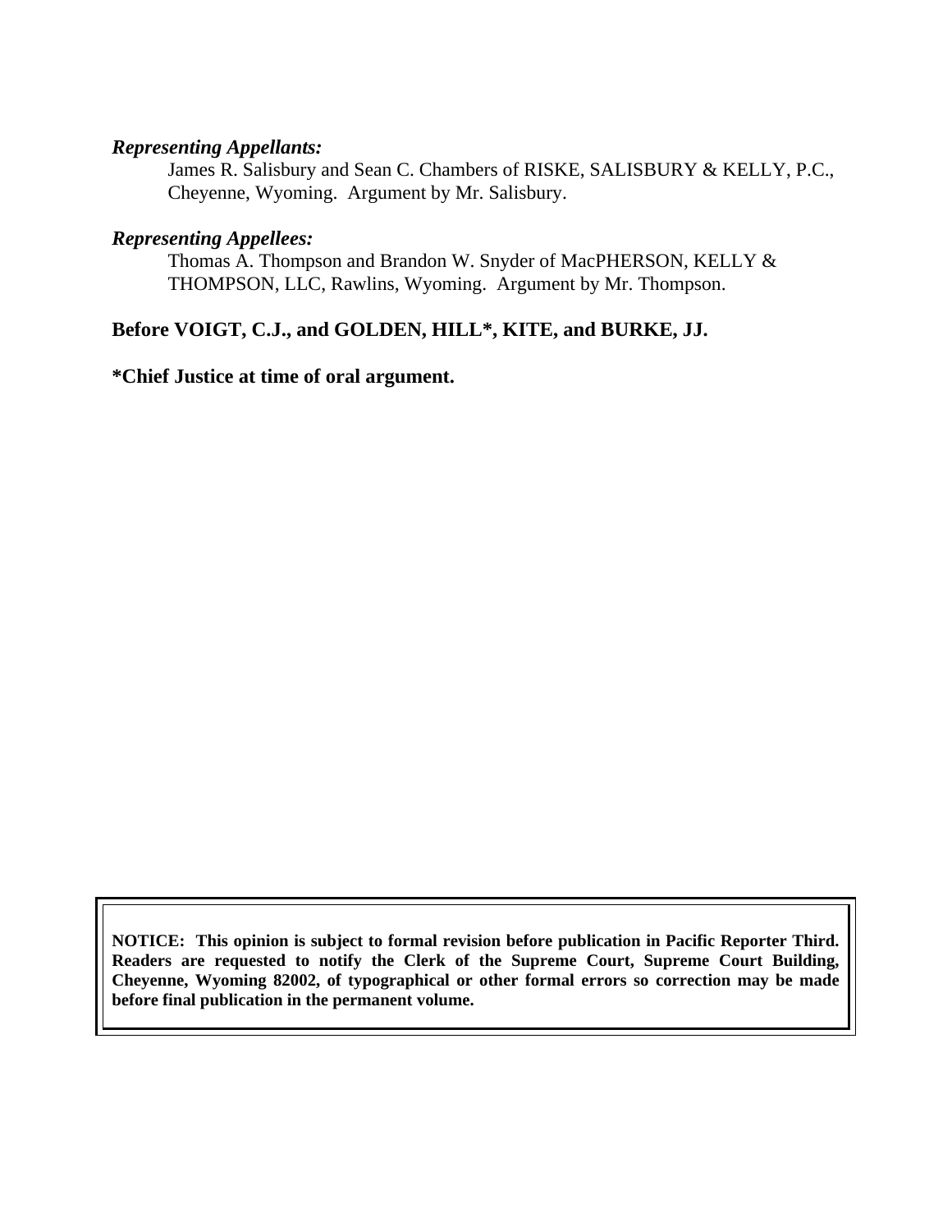***Representing Appellants:***

James R. Salisbury and Sean C. Chambers of RISKE, SALISBURY & KELLY, P.C., Cheyenne, Wyoming. Argument by Mr. Salisbury.

***Representing Appellees:***

Thomas A. Thompson and Brandon W. Snyder of MacPHERSON, KELLY & THOMPSON, LLC, Rawlins, Wyoming. Argument by Mr. Thompson.

**Before VOIGT, C.J., and GOLDEN, HILL*, KITE, and BURKE, JJ.**

***Chief Justice at time of oral argument.**

**NOTICE: This opinion is subject to formal revision before publication in Pacific Reporter Third. Readers are requested to notify the Clerk of the Supreme Court, Supreme Court Building, Cheyenne, Wyoming 82002, of typographical or other formal errors so correction may be made before final publication in the permanent volume.**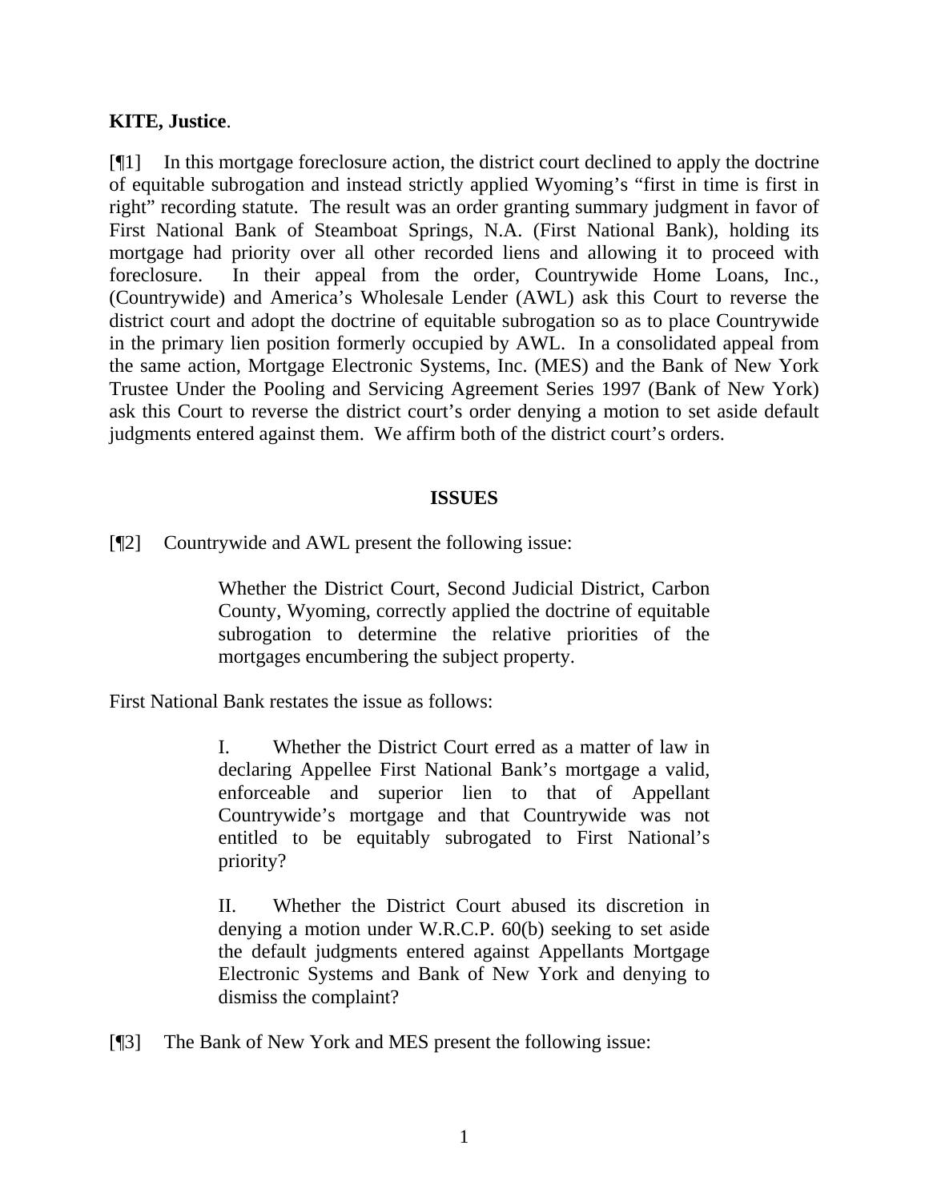**KITE, Justice**.

[¶1] In this mortgage foreclosure action, the district court declined to apply the doctrine of equitable subrogation and instead strictly applied Wyoming's "first in time is first in right" recording statute. The result was an order granting summary judgment in favor of First National Bank of Steamboat Springs, N.A. (First National Bank), holding its mortgage had priority over all other recorded liens and allowing it to proceed with foreclosure. In their appeal from the order, Countrywide Home Loans, Inc., (Countrywide) and America's Wholesale Lender (AWL) ask this Court to reverse the district court and adopt the doctrine of equitable subrogation so as to place Countrywide in the primary lien position formerly occupied by AWL. In a consolidated appeal from the same action, Mortgage Electronic Systems, Inc. (MES) and the Bank of New York Trustee Under the Pooling and Servicing Agreement Series 1997 (Bank of New York) ask this Court to reverse the district court's order denying a motion to set aside default judgments entered against them. We affirm both of the district court's orders.

## ISSUES

[¶2] Countrywide and AWL present the following issue:

> Whether the District Court, Second Judicial District, Carbon County, Wyoming, correctly applied the doctrine of equitable subrogation to determine the relative priorities of the mortgages encumbering the subject property.

First National Bank restates the issue as follows:

> I. Whether the District Court erred as a matter of law in declaring Appellee First National Bank's mortgage a valid, enforceable and superior lien to that of Appellant Countrywide's mortgage and that Countrywide was not entitled to be equitably subrogated to First National's priority?
>
> II. Whether the District Court abused its discretion in denying a motion under W.R.C.P. 60(b) seeking to set aside the default judgments entered against Appellants Mortgage Electronic Systems and Bank of New York and denying to dismiss the complaint?

[¶3] The Bank of New York and MES present the following issue: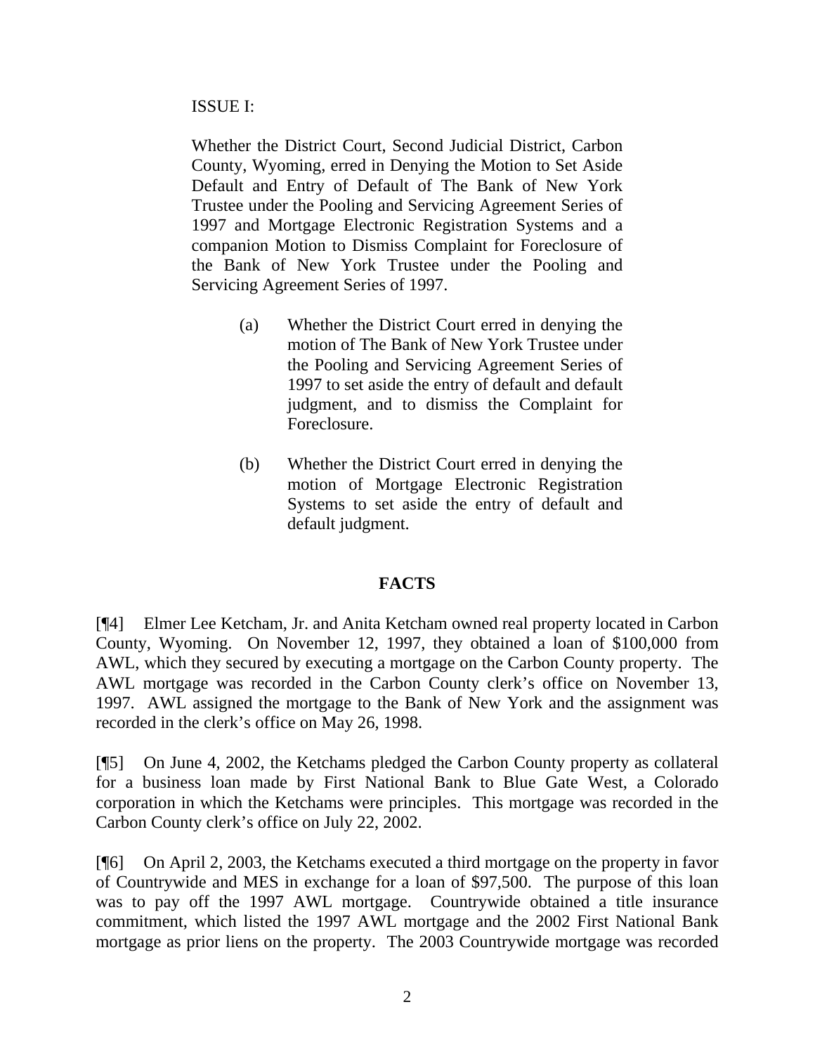ISSUE I:

Whether the District Court, Second Judicial District, Carbon County, Wyoming, erred in Denying the Motion to Set Aside Default and Entry of Default of The Bank of New York Trustee under the Pooling and Servicing Agreement Series of 1997 and Mortgage Electronic Registration Systems and a companion Motion to Dismiss Complaint for Foreclosure of the Bank of New York Trustee under the Pooling and Servicing Agreement Series of 1997.

(a) Whether the District Court erred in denying the motion of The Bank of New York Trustee under the Pooling and Servicing Agreement Series of 1997 to set aside the entry of default and default judgment, and to dismiss the Complaint for Foreclosure.

(b) Whether the District Court erred in denying the motion of Mortgage Electronic Registration Systems to set aside the entry of default and default judgment.

## FACTS

[¶4] Elmer Lee Ketcham, Jr. and Anita Ketcham owned real property located in Carbon County, Wyoming. On November 12, 1997, they obtained a loan of $100,000 from AWL, which they secured by executing a mortgage on the Carbon County property. The AWL mortgage was recorded in the Carbon County clerk's office on November 13, 1997. AWL assigned the mortgage to the Bank of New York and the assignment was recorded in the clerk's office on May 26, 1998.

[¶5] On June 4, 2002, the Ketchams pledged the Carbon County property as collateral for a business loan made by First National Bank to Blue Gate West, a Colorado corporation in which the Ketchams were principles. This mortgage was recorded in the Carbon County clerk's office on July 22, 2002.

[¶6] On April 2, 2003, the Ketchams executed a third mortgage on the property in favor of Countrywide and MES in exchange for a loan of $97,500. The purpose of this loan was to pay off the 1997 AWL mortgage. Countrywide obtained a title insurance commitment, which listed the 1997 AWL mortgage and the 2002 First National Bank mortgage as prior liens on the property. The 2003 Countrywide mortgage was recorded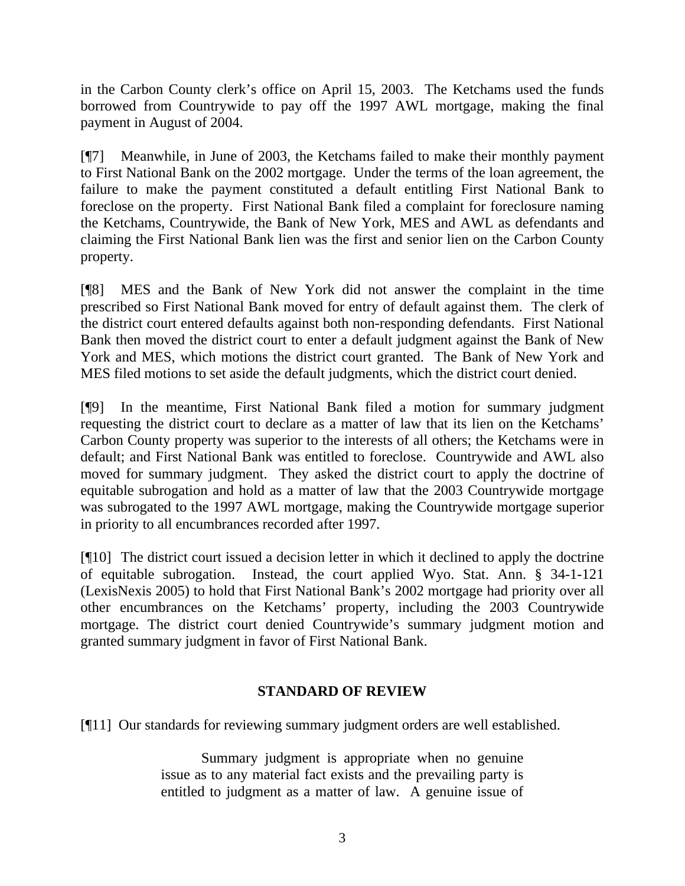in the Carbon County clerk's office on April 15, 2003. The Ketchams used the funds borrowed from Countrywide to pay off the 1997 AWL mortgage, making the final payment in August of 2004.

[¶7] Meanwhile, in June of 2003, the Ketchams failed to make their monthly payment to First National Bank on the 2002 mortgage. Under the terms of the loan agreement, the failure to make the payment constituted a default entitling First National Bank to foreclose on the property. First National Bank filed a complaint for foreclosure naming the Ketchams, Countrywide, the Bank of New York, MES and AWL as defendants and claiming the First National Bank lien was the first and senior lien on the Carbon County property.

[¶8] MES and the Bank of New York did not answer the complaint in the time prescribed so First National Bank moved for entry of default against them. The clerk of the district court entered defaults against both non-responding defendants. First National Bank then moved the district court to enter a default judgment against the Bank of New York and MES, which motions the district court granted. The Bank of New York and MES filed motions to set aside the default judgments, which the district court denied.

[¶9] In the meantime, First National Bank filed a motion for summary judgment requesting the district court to declare as a matter of law that its lien on the Ketchams' Carbon County property was superior to the interests of all others; the Ketchams were in default; and First National Bank was entitled to foreclose. Countrywide and AWL also moved for summary judgment. They asked the district court to apply the doctrine of equitable subrogation and hold as a matter of law that the 2003 Countrywide mortgage was subrogated to the 1997 AWL mortgage, making the Countrywide mortgage superior in priority to all encumbrances recorded after 1997.

[¶10] The district court issued a decision letter in which it declined to apply the doctrine of equitable subrogation. Instead, the court applied Wyo. Stat. Ann. § 34-1-121 (LexisNexis 2005) to hold that First National Bank's 2002 mortgage had priority over all other encumbrances on the Ketchams' property, including the 2003 Countrywide mortgage. The district court denied Countrywide's summary judgment motion and granted summary judgment in favor of First National Bank.

## STANDARD OF REVIEW

[¶11] Our standards for reviewing summary judgment orders are well established.

> Summary judgment is appropriate when no genuine issue as to any material fact exists and the prevailing party is entitled to judgment as a matter of law. A genuine issue of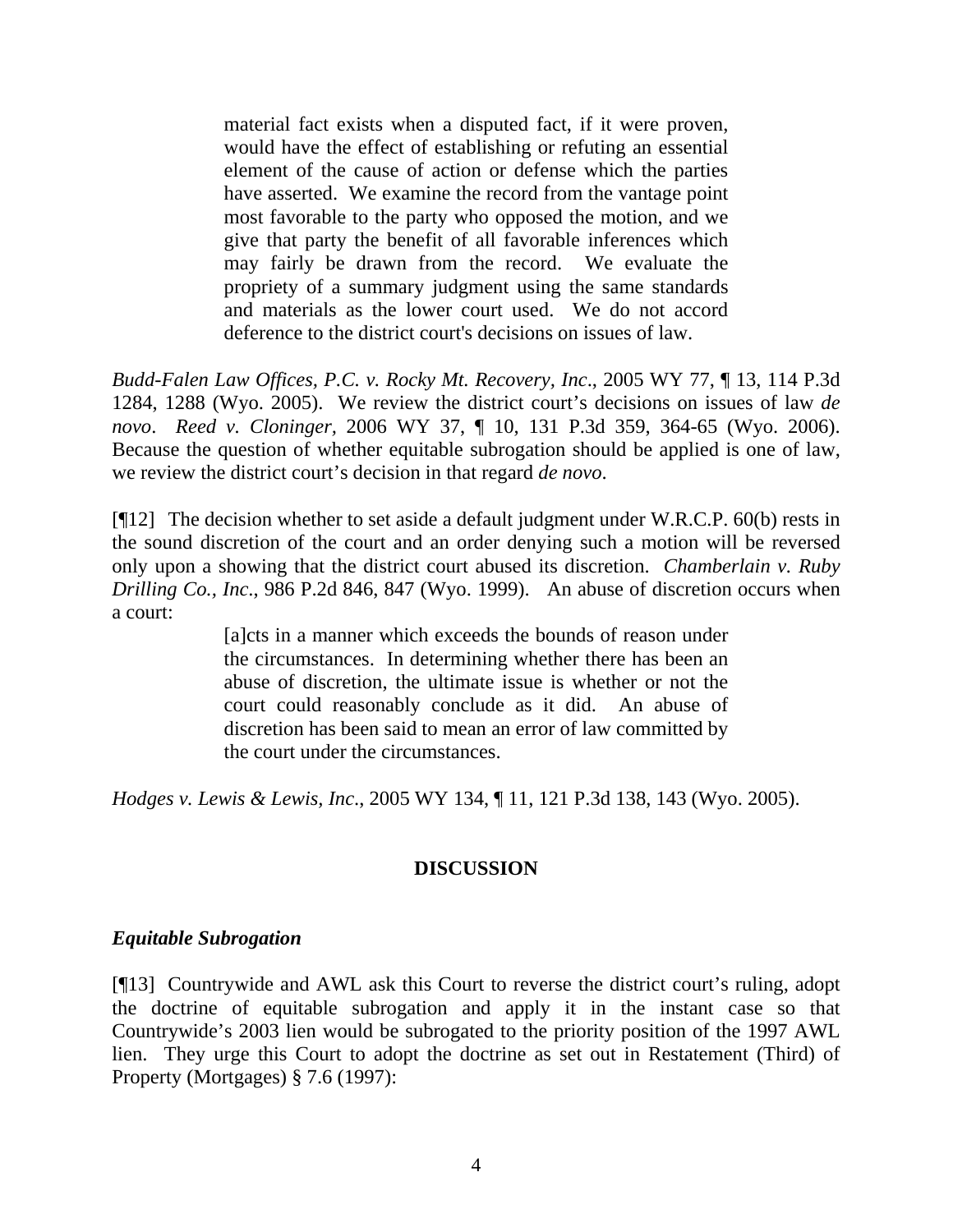> material fact exists when a disputed fact, if it were proven, would have the effect of establishing or refuting an essential element of the cause of action or defense which the parties have asserted. We examine the record from the vantage point most favorable to the party who opposed the motion, and we give that party the benefit of all favorable inferences which may fairly be drawn from the record. We evaluate the propriety of a summary judgment using the same standards and materials as the lower court used. We do not accord deference to the district court's decisions on issues of law.

*Budd-Falen Law Offices, P.C. v. Rocky Mt. Recovery, Inc*., 2005 WY 77, ¶ 13, 114 P.3d 1284, 1288 (Wyo. 2005). We review the district court's decisions on issues of law *de novo*. *Reed v. Cloninger*, 2006 WY 37, ¶ 10, 131 P.3d 359, 364-65 (Wyo. 2006). Because the question of whether equitable subrogation should be applied is one of law, we review the district court's decision in that regard *de novo*.

[¶12] The decision whether to set aside a default judgment under W.R.C.P. 60(b) rests in the sound discretion of the court and an order denying such a motion will be reversed only upon a showing that the district court abused its discretion. *Chamberlain v. Ruby Drilling Co., Inc*., 986 P.2d 846, 847 (Wyo. 1999). An abuse of discretion occurs when a court:

> [a]cts in a manner which exceeds the bounds of reason under the circumstances. In determining whether there has been an abuse of discretion, the ultimate issue is whether or not the court could reasonably conclude as it did. An abuse of discretion has been said to mean an error of law committed by the court under the circumstances.

*Hodges v. Lewis & Lewis, Inc*., 2005 WY 134, ¶ 11, 121 P.3d 138, 143 (Wyo. 2005).

## DISCUSSION

### *Equitable Subrogation*

[¶13] Countrywide and AWL ask this Court to reverse the district court's ruling, adopt the doctrine of equitable subrogation and apply it in the instant case so that Countrywide's 2003 lien would be subrogated to the priority position of the 1997 AWL lien. They urge this Court to adopt the doctrine as set out in Restatement (Third) of Property (Mortgages) § 7.6 (1997):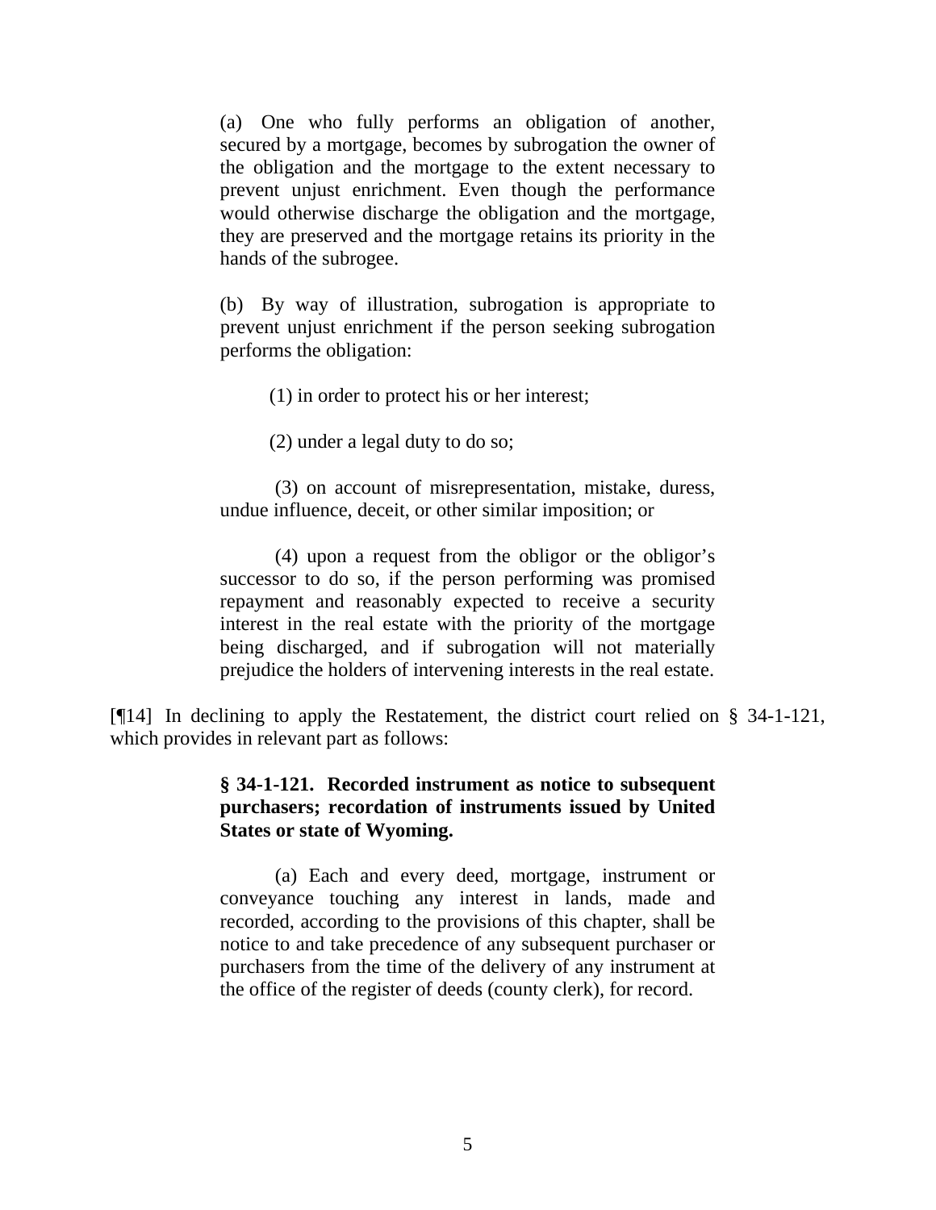> (a) One who fully performs an obligation of another, secured by a mortgage, becomes by subrogation the owner of the obligation and the mortgage to the extent necessary to prevent unjust enrichment. Even though the performance would otherwise discharge the obligation and the mortgage, they are preserved and the mortgage retains its priority in the hands of the subrogee.
>
> (b) By way of illustration, subrogation is appropriate to prevent unjust enrichment if the person seeking subrogation performs the obligation:
>
> (1) in order to protect his or her interest;
>
> (2) under a legal duty to do so;
>
> (3) on account of misrepresentation, mistake, duress, undue influence, deceit, or other similar imposition; or
>
> (4) upon a request from the obligor or the obligor's successor to do so, if the person performing was promised repayment and reasonably expected to receive a security interest in the real estate with the priority of the mortgage being discharged, and if subrogation will not materially prejudice the holders of intervening interests in the real estate.

[¶14] In declining to apply the Restatement, the district court relied on § 34-1-121, which provides in relevant part as follows:

> **§ 34-1-121. Recorded instrument as notice to subsequent purchasers; recordation of instruments issued by United States or state of Wyoming.**
>
> (a) Each and every deed, mortgage, instrument or conveyance touching any interest in lands, made and recorded, according to the provisions of this chapter, shall be notice to and take precedence of any subsequent purchaser or purchasers from the time of the delivery of any instrument at the office of the register of deeds (county clerk), for record.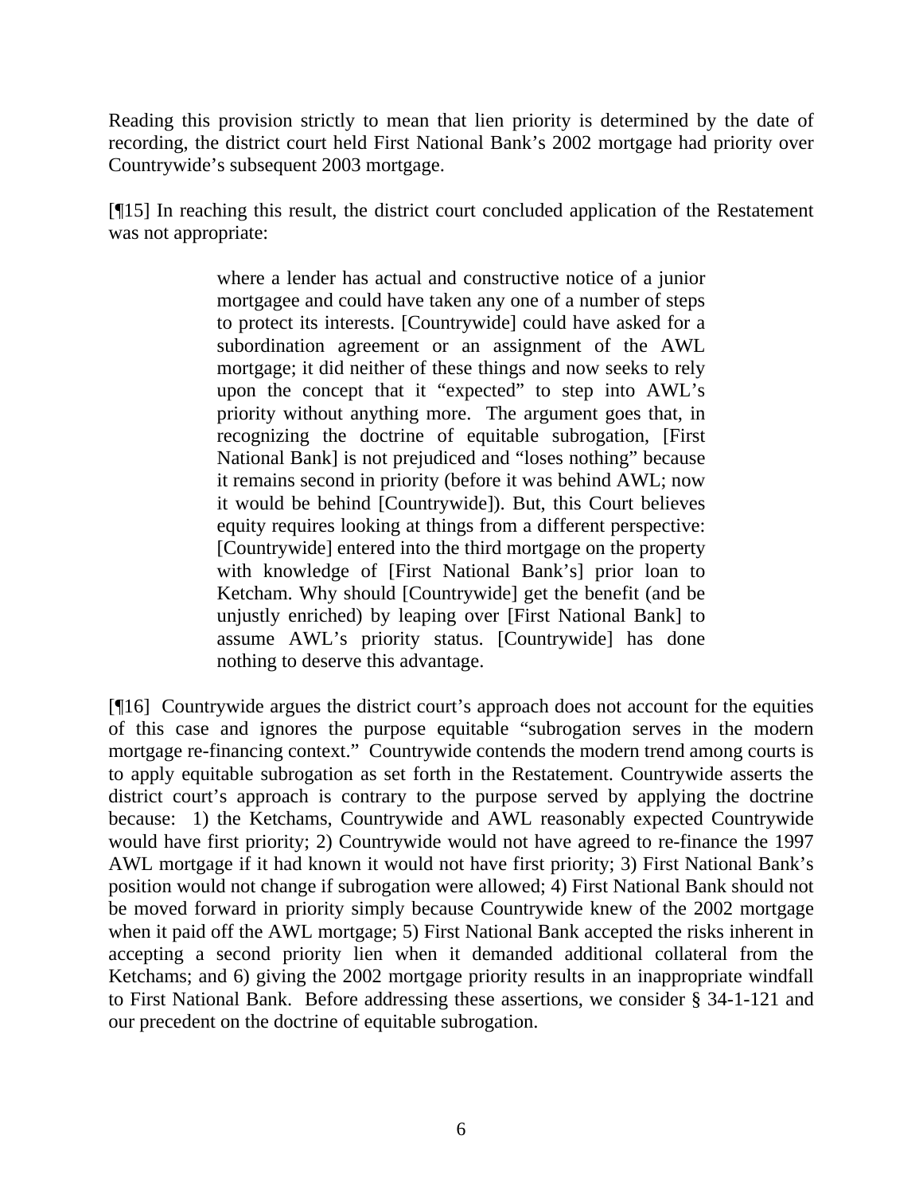Reading this provision strictly to mean that lien priority is determined by the date of recording, the district court held First National Bank's 2002 mortgage had priority over Countrywide's subsequent 2003 mortgage.

[¶15] In reaching this result, the district court concluded application of the Restatement was not appropriate:

> where a lender has actual and constructive notice of a junior mortgagee and could have taken any one of a number of steps to protect its interests. [Countrywide] could have asked for a subordination agreement or an assignment of the AWL mortgage; it did neither of these things and now seeks to rely upon the concept that it "expected" to step into AWL's priority without anything more. The argument goes that, in recognizing the doctrine of equitable subrogation, [First National Bank] is not prejudiced and "loses nothing" because it remains second in priority (before it was behind AWL; now it would be behind [Countrywide]). But, this Court believes equity requires looking at things from a different perspective: [Countrywide] entered into the third mortgage on the property with knowledge of [First National Bank's] prior loan to Ketcham. Why should [Countrywide] get the benefit (and be unjustly enriched) by leaping over [First National Bank] to assume AWL's priority status. [Countrywide] has done nothing to deserve this advantage.

[¶16] Countrywide argues the district court's approach does not account for the equities of this case and ignores the purpose equitable "subrogation serves in the modern mortgage re-financing context." Countrywide contends the modern trend among courts is to apply equitable subrogation as set forth in the Restatement. Countrywide asserts the district court's approach is contrary to the purpose served by applying the doctrine because: 1) the Ketchams, Countrywide and AWL reasonably expected Countrywide would have first priority; 2) Countrywide would not have agreed to re-finance the 1997 AWL mortgage if it had known it would not have first priority; 3) First National Bank's position would not change if subrogation were allowed; 4) First National Bank should not be moved forward in priority simply because Countrywide knew of the 2002 mortgage when it paid off the AWL mortgage; 5) First National Bank accepted the risks inherent in accepting a second priority lien when it demanded additional collateral from the Ketchams; and 6) giving the 2002 mortgage priority results in an inappropriate windfall to First National Bank. Before addressing these assertions, we consider § 34-1-121 and our precedent on the doctrine of equitable subrogation.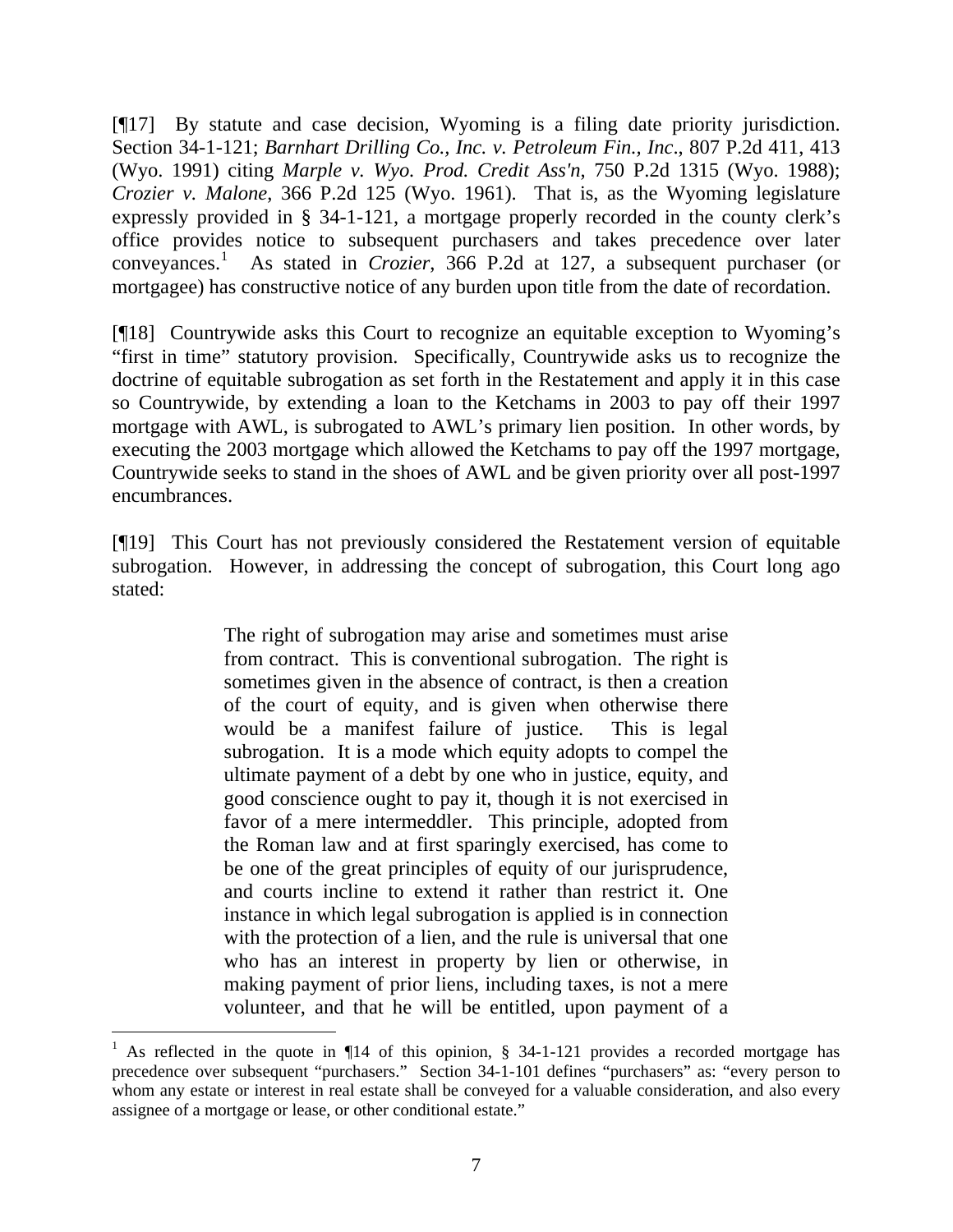[¶17] By statute and case decision, Wyoming is a filing date priority jurisdiction. Section 34-1-121; *Barnhart Drilling Co., Inc. v. Petroleum Fin., Inc*., 807 P.2d 411, 413 (Wyo. 1991) citing *Marple v. Wyo. Prod. Credit Ass'n*, 750 P.2d 1315 (Wyo. 1988); *Crozier v. Malone*, 366 P.2d 125 (Wyo. 1961). That is, as the Wyoming legislature expressly provided in § 34-1-121, a mortgage properly recorded in the county clerk's office provides notice to subsequent purchasers and takes precedence over later conveyances.[1] As stated in *Crozier*, 366 P.2d at 127, a subsequent purchaser (or mortgagee) has constructive notice of any burden upon title from the date of recordation.

[¶18] Countrywide asks this Court to recognize an equitable exception to Wyoming's "first in time" statutory provision. Specifically, Countrywide asks us to recognize the doctrine of equitable subrogation as set forth in the Restatement and apply it in this case so Countrywide, by extending a loan to the Ketchams in 2003 to pay off their 1997 mortgage with AWL, is subrogated to AWL's primary lien position. In other words, by executing the 2003 mortgage which allowed the Ketchams to pay off the 1997 mortgage, Countrywide seeks to stand in the shoes of AWL and be given priority over all post-1997 encumbrances.

[¶19] This Court has not previously considered the Restatement version of equitable subrogation. However, in addressing the concept of subrogation, this Court long ago stated:

> The right of subrogation may arise and sometimes must arise from contract. This is conventional subrogation. The right is sometimes given in the absence of contract, is then a creation of the court of equity, and is given when otherwise there would be a manifest failure of justice. This is legal subrogation. It is a mode which equity adopts to compel the ultimate payment of a debt by one who in justice, equity, and good conscience ought to pay it, though it is not exercised in favor of a mere intermeddler. This principle, adopted from the Roman law and at first sparingly exercised, has come to be one of the great principles of equity of our jurisprudence, and courts incline to extend it rather than restrict it. One instance in which legal subrogation is applied is in connection with the protection of a lien, and the rule is universal that one who has an interest in property by lien or otherwise, in making payment of prior liens, including taxes, is not a mere volunteer, and that he will be entitled, upon payment of a

---

[1] As reflected in the quote in ¶14 of this opinion, § 34-1-121 provides a recorded mortgage has precedence over subsequent "purchasers." Section 34-1-101 defines "purchasers" as: "every person to whom any estate or interest in real estate shall be conveyed for a valuable consideration, and also every assignee of a mortgage or lease, or other conditional estate."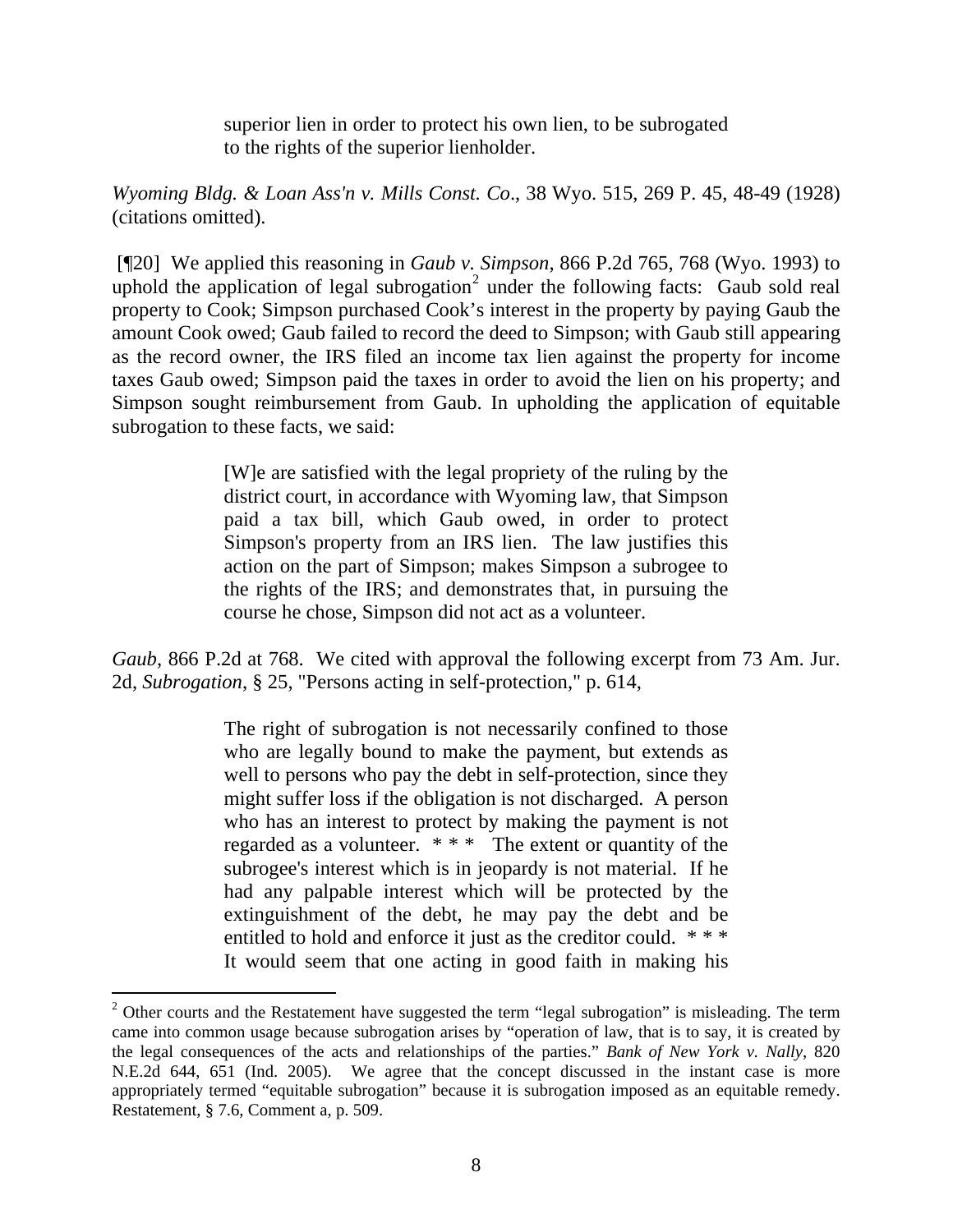> superior lien in order to protect his own lien, to be subrogated to the rights of the superior lienholder.

*Wyoming Bldg. & Loan Ass'n v. Mills Const. Co*., 38 Wyo. 515, 269 P. 45, 48-49 (1928) (citations omitted).

[¶20] We applied this reasoning in *Gaub v. Simpson,* 866 P.2d 765, 768 (Wyo. 1993) to uphold the application of legal subrogation[2] under the following facts: Gaub sold real property to Cook; Simpson purchased Cook's interest in the property by paying Gaub the amount Cook owed; Gaub failed to record the deed to Simpson; with Gaub still appearing as the record owner, the IRS filed an income tax lien against the property for income taxes Gaub owed; Simpson paid the taxes in order to avoid the lien on his property; and Simpson sought reimbursement from Gaub. In upholding the application of equitable subrogation to these facts, we said:

> [W]e are satisfied with the legal propriety of the ruling by the district court, in accordance with Wyoming law, that Simpson paid a tax bill, which Gaub owed, in order to protect Simpson's property from an IRS lien. The law justifies this action on the part of Simpson; makes Simpson a subrogee to the rights of the IRS; and demonstrates that, in pursuing the course he chose, Simpson did not act as a volunteer.

*Gaub*, 866 P.2d at 768. We cited with approval the following excerpt from 73 Am. Jur. 2d, *Subrogation*, § 25, "Persons acting in self-protection," p. 614,

> The right of subrogation is not necessarily confined to those who are legally bound to make the payment, but extends as well to persons who pay the debt in self-protection, since they might suffer loss if the obligation is not discharged. A person who has an interest to protect by making the payment is not regarded as a volunteer. * * * The extent or quantity of the subrogee's interest which is in jeopardy is not material. If he had any palpable interest which will be protected by the extinguishment of the debt, he may pay the debt and be entitled to hold and enforce it just as the creditor could. * * * It would seem that one acting in good faith in making his

---

[2] Other courts and the Restatement have suggested the term "legal subrogation" is misleading. The term came into common usage because subrogation arises by "operation of law, that is to say, it is created by the legal consequences of the acts and relationships of the parties." *Bank of New York v. Nally*, 820 N.E.2d 644, 651 (Ind. 2005). We agree that the concept discussed in the instant case is more appropriately termed "equitable subrogation" because it is subrogation imposed as an equitable remedy. Restatement, § 7.6, Comment a, p. 509.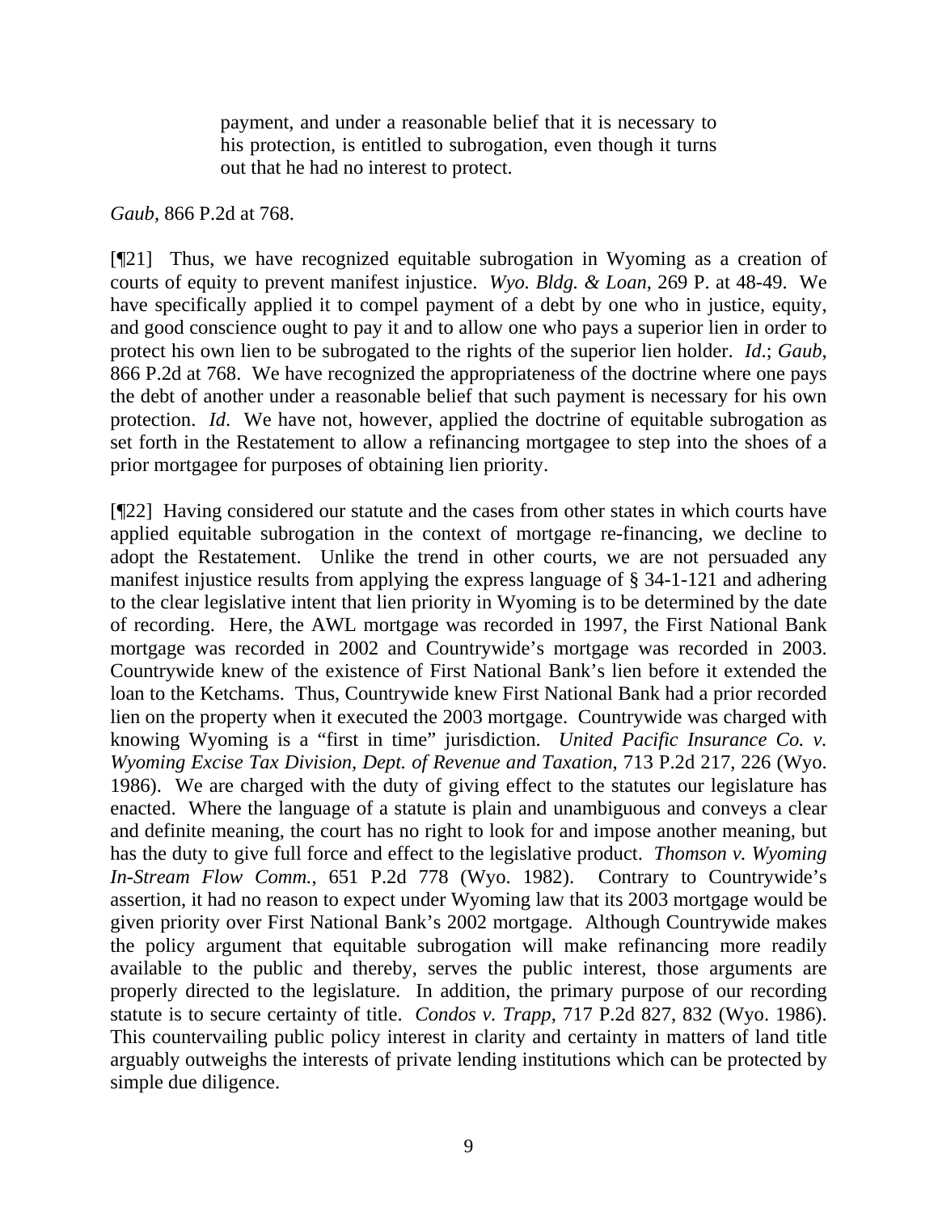> payment, and under a reasonable belief that it is necessary to his protection, is entitled to subrogation, even though it turns out that he had no interest to protect.

*Gaub*, 866 P.2d at 768.

[¶21] Thus, we have recognized equitable subrogation in Wyoming as a creation of courts of equity to prevent manifest injustice. *Wyo. Bldg. & Loan*, 269 P. at 48-49. We have specifically applied it to compel payment of a debt by one who in justice, equity, and good conscience ought to pay it and to allow one who pays a superior lien in order to protect his own lien to be subrogated to the rights of the superior lien holder. *Id*.; *Gaub*, 866 P.2d at 768. We have recognized the appropriateness of the doctrine where one pays the debt of another under a reasonable belief that such payment is necessary for his own protection. *Id*. We have not, however, applied the doctrine of equitable subrogation as set forth in the Restatement to allow a refinancing mortgagee to step into the shoes of a prior mortgagee for purposes of obtaining lien priority.

[¶22] Having considered our statute and the cases from other states in which courts have applied equitable subrogation in the context of mortgage re-financing, we decline to adopt the Restatement. Unlike the trend in other courts, we are not persuaded any manifest injustice results from applying the express language of § 34-1-121 and adhering to the clear legislative intent that lien priority in Wyoming is to be determined by the date of recording. Here, the AWL mortgage was recorded in 1997, the First National Bank mortgage was recorded in 2002 and Countrywide's mortgage was recorded in 2003. Countrywide knew of the existence of First National Bank's lien before it extended the loan to the Ketchams. Thus, Countrywide knew First National Bank had a prior recorded lien on the property when it executed the 2003 mortgage. Countrywide was charged with knowing Wyoming is a "first in time" jurisdiction. *United Pacific Insurance Co. v. Wyoming Excise Tax Division, Dept. of Revenue and Taxation*, 713 P.2d 217, 226 (Wyo. 1986). We are charged with the duty of giving effect to the statutes our legislature has enacted. Where the language of a statute is plain and unambiguous and conveys a clear and definite meaning, the court has no right to look for and impose another meaning, but has the duty to give full force and effect to the legislative product. *Thomson v. Wyoming In-Stream Flow Comm.*, 651 P.2d 778 (Wyo. 1982). Contrary to Countrywide's assertion, it had no reason to expect under Wyoming law that its 2003 mortgage would be given priority over First National Bank's 2002 mortgage. Although Countrywide makes the policy argument that equitable subrogation will make refinancing more readily available to the public and thereby, serves the public interest, those arguments are properly directed to the legislature. In addition, the primary purpose of our recording statute is to secure certainty of title. *Condos v. Trapp*, 717 P.2d 827, 832 (Wyo. 1986). This countervailing public policy interest in clarity and certainty in matters of land title arguably outweighs the interests of private lending institutions which can be protected by simple due diligence.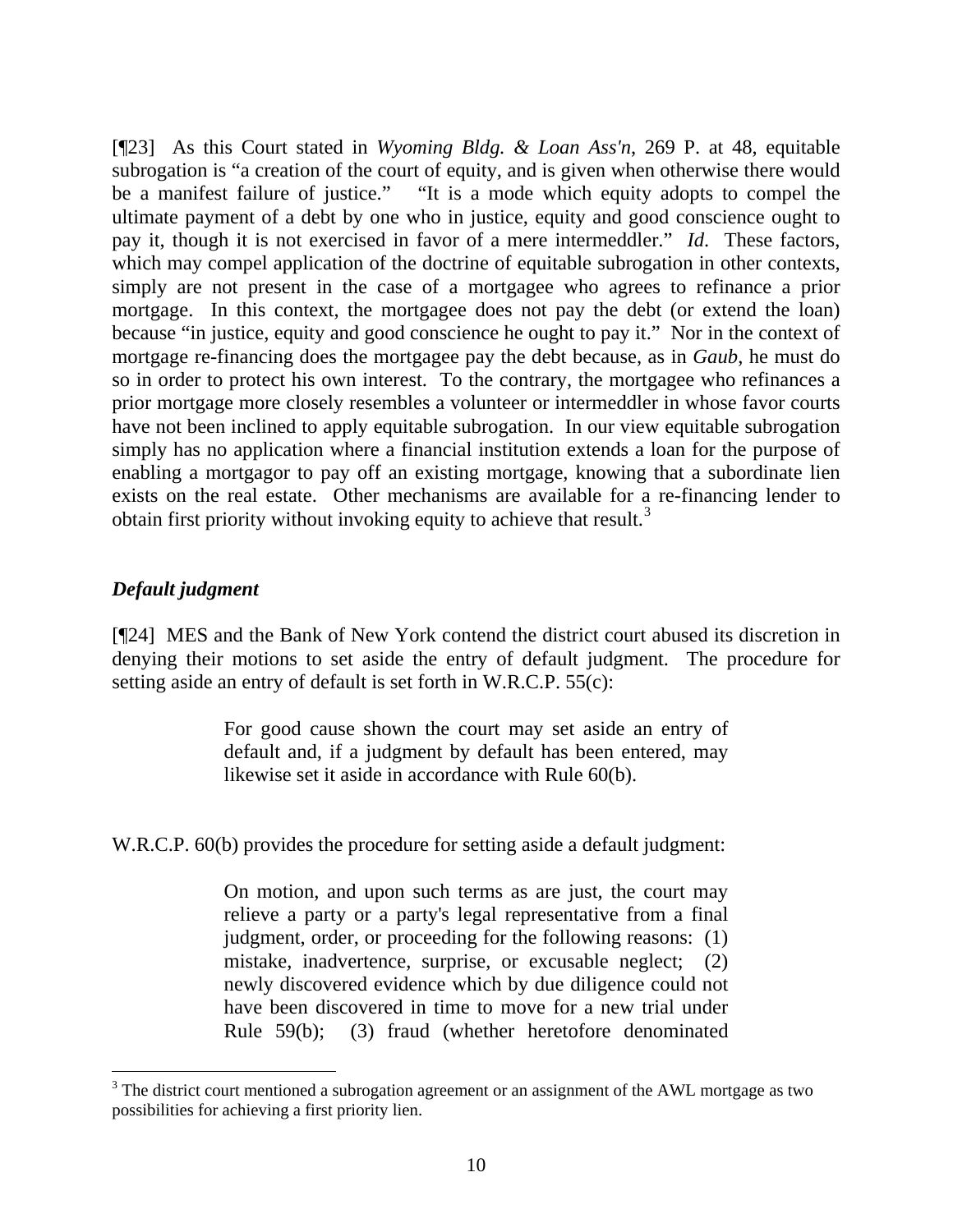[¶23] As this Court stated in *Wyoming Bldg. & Loan Ass'n*, 269 P. at 48, equitable subrogation is "a creation of the court of equity, and is given when otherwise there would be a manifest failure of justice." "It is a mode which equity adopts to compel the ultimate payment of a debt by one who in justice, equity and good conscience ought to pay it, though it is not exercised in favor of a mere intermeddler." *Id*. These factors, which may compel application of the doctrine of equitable subrogation in other contexts, simply are not present in the case of a mortgagee who agrees to refinance a prior mortgage. In this context, the mortgagee does not pay the debt (or extend the loan) because "in justice, equity and good conscience he ought to pay it." Nor in the context of mortgage re-financing does the mortgagee pay the debt because, as in *Gaub*, he must do so in order to protect his own interest. To the contrary, the mortgagee who refinances a prior mortgage more closely resembles a volunteer or intermeddler in whose favor courts have not been inclined to apply equitable subrogation. In our view equitable subrogation simply has no application where a financial institution extends a loan for the purpose of enabling a mortgagor to pay off an existing mortgage, knowing that a subordinate lien exists on the real estate. Other mechanisms are available for a re-financing lender to obtain first priority without invoking equity to achieve that result.[3]

***Default judgment***

[¶24] MES and the Bank of New York contend the district court abused its discretion in denying their motions to set aside the entry of default judgment. The procedure for setting aside an entry of default is set forth in W.R.C.P. 55(c):

> For good cause shown the court may set aside an entry of default and, if a judgment by default has been entered, may likewise set it aside in accordance with Rule 60(b).

W.R.C.P. 60(b) provides the procedure for setting aside a default judgment:

> On motion, and upon such terms as are just, the court may relieve a party or a party's legal representative from a final judgment, order, or proceeding for the following reasons: (1) mistake, inadvertence, surprise, or excusable neglect; (2) newly discovered evidence which by due diligence could not have been discovered in time to move for a new trial under Rule 59(b); (3) fraud (whether heretofore denominated

[3] The district court mentioned a subrogation agreement or an assignment of the AWL mortgage as two possibilities for achieving a first priority lien.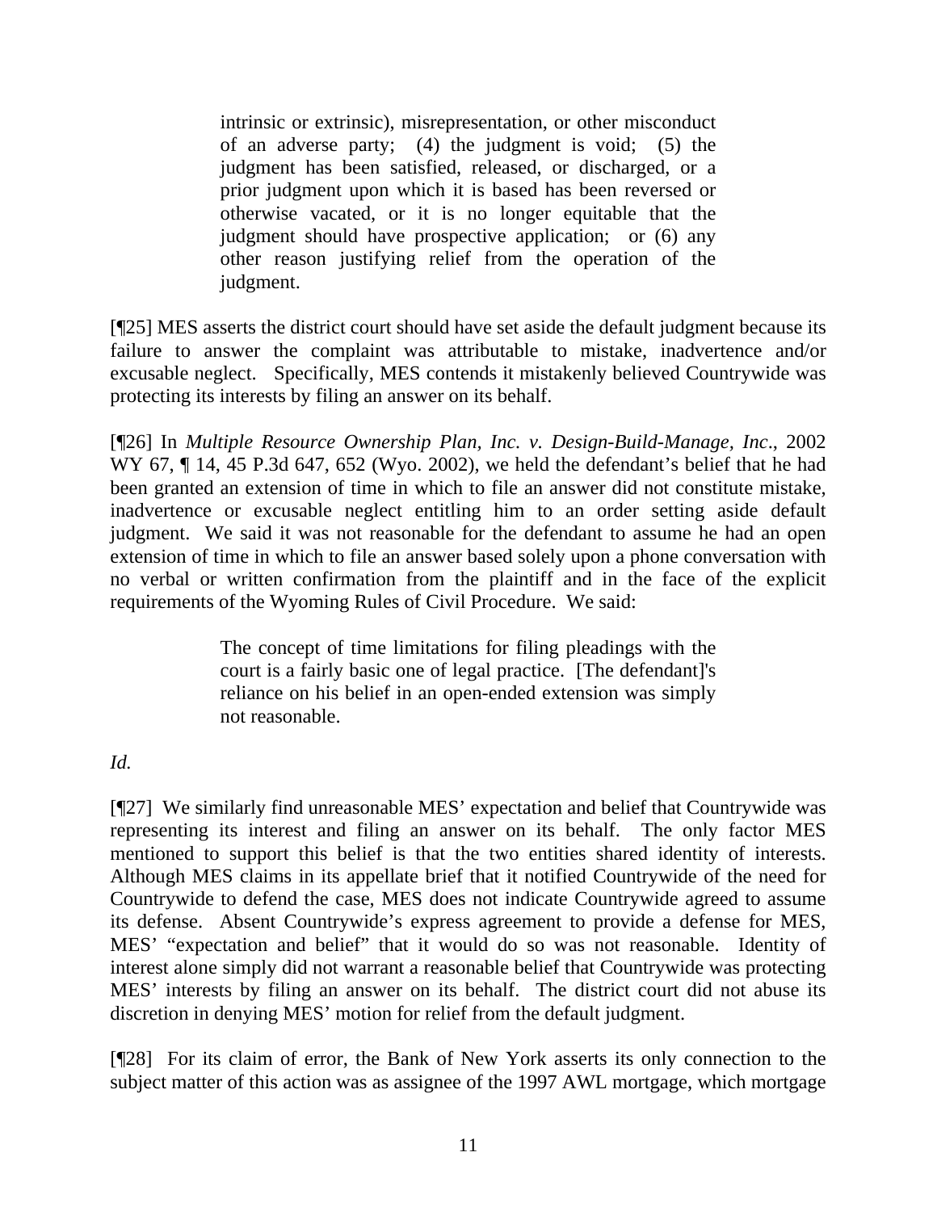> intrinsic or extrinsic), misrepresentation, or other misconduct of an adverse party; (4) the judgment is void; (5) the judgment has been satisfied, released, or discharged, or a prior judgment upon which it is based has been reversed or otherwise vacated, or it is no longer equitable that the judgment should have prospective application; or (6) any other reason justifying relief from the operation of the judgment.

[¶25] MES asserts the district court should have set aside the default judgment because its failure to answer the complaint was attributable to mistake, inadvertence and/or excusable neglect. Specifically, MES contends it mistakenly believed Countrywide was protecting its interests by filing an answer on its behalf.

[¶26] In *Multiple Resource Ownership Plan, Inc. v. Design-Build-Manage, Inc*., 2002 WY 67, ¶ 14, 45 P.3d 647, 652 (Wyo. 2002), we held the defendant's belief that he had been granted an extension of time in which to file an answer did not constitute mistake, inadvertence or excusable neglect entitling him to an order setting aside default judgment. We said it was not reasonable for the defendant to assume he had an open extension of time in which to file an answer based solely upon a phone conversation with no verbal or written confirmation from the plaintiff and in the face of the explicit requirements of the Wyoming Rules of Civil Procedure. We said:

> The concept of time limitations for filing pleadings with the court is a fairly basic one of legal practice. [The defendant]'s reliance on his belief in an open-ended extension was simply not reasonable.

*Id.*

[¶27] We similarly find unreasonable MES' expectation and belief that Countrywide was representing its interest and filing an answer on its behalf. The only factor MES mentioned to support this belief is that the two entities shared identity of interests. Although MES claims in its appellate brief that it notified Countrywide of the need for Countrywide to defend the case, MES does not indicate Countrywide agreed to assume its defense. Absent Countrywide's express agreement to provide a defense for MES, MES' "expectation and belief" that it would do so was not reasonable. Identity of interest alone simply did not warrant a reasonable belief that Countrywide was protecting MES' interests by filing an answer on its behalf. The district court did not abuse its discretion in denying MES' motion for relief from the default judgment.

[¶28] For its claim of error, the Bank of New York asserts its only connection to the subject matter of this action was as assignee of the 1997 AWL mortgage, which mortgage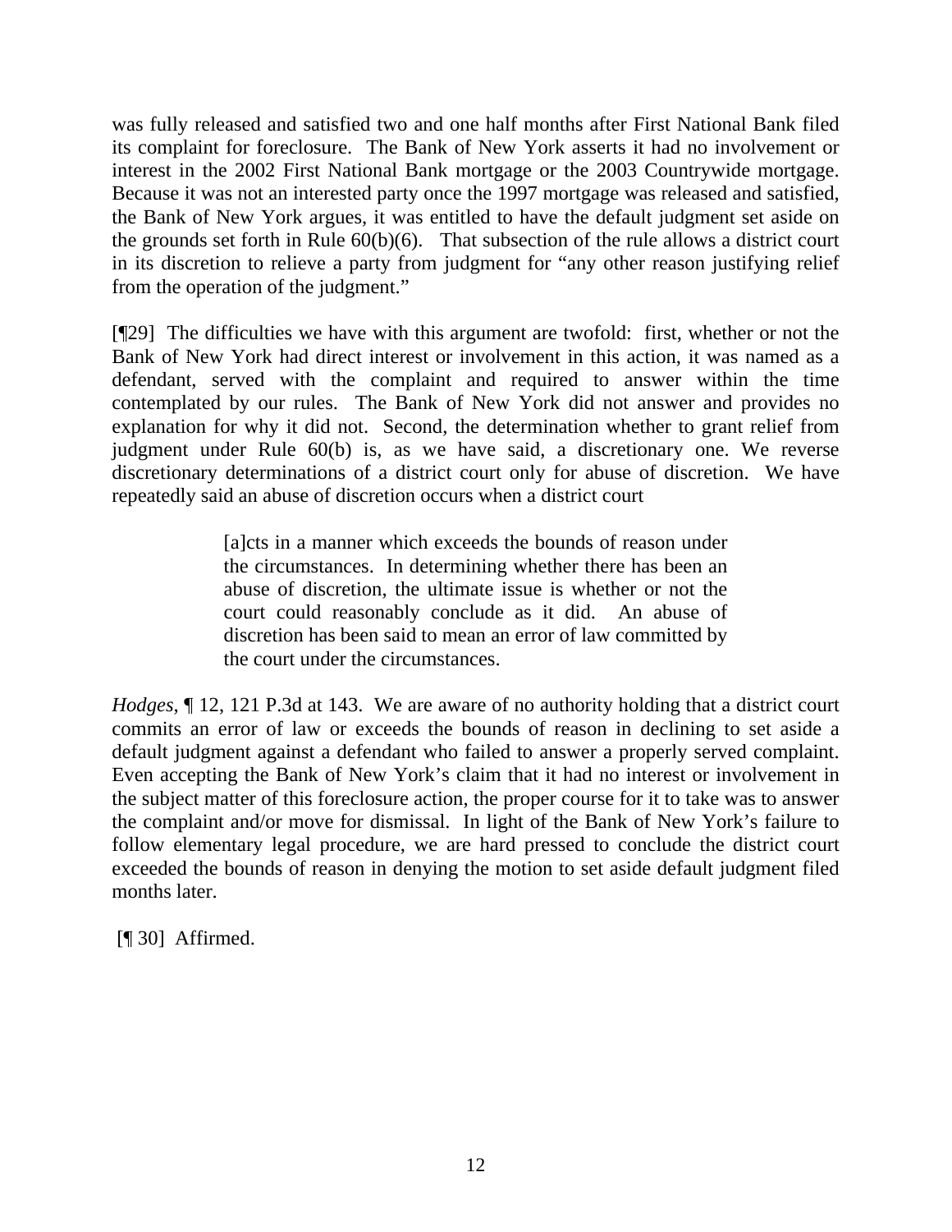was fully released and satisfied two and one half months after First National Bank filed its complaint for foreclosure. The Bank of New York asserts it had no involvement or interest in the 2002 First National Bank mortgage or the 2003 Countrywide mortgage. Because it was not an interested party once the 1997 mortgage was released and satisfied, the Bank of New York argues, it was entitled to have the default judgment set aside on the grounds set forth in Rule 60(b)(6). That subsection of the rule allows a district court in its discretion to relieve a party from judgment for "any other reason justifying relief from the operation of the judgment."

[¶29] The difficulties we have with this argument are twofold: first, whether or not the Bank of New York had direct interest or involvement in this action, it was named as a defendant, served with the complaint and required to answer within the time contemplated by our rules. The Bank of New York did not answer and provides no explanation for why it did not. Second, the determination whether to grant relief from judgment under Rule 60(b) is, as we have said, a discretionary one. We reverse discretionary determinations of a district court only for abuse of discretion. We have repeatedly said an abuse of discretion occurs when a district court

> [a]cts in a manner which exceeds the bounds of reason under the circumstances. In determining whether there has been an abuse of discretion, the ultimate issue is whether or not the court could reasonably conclude as it did. An abuse of discretion has been said to mean an error of law committed by the court under the circumstances.

*Hodges*, ¶ 12, 121 P.3d at 143. We are aware of no authority holding that a district court commits an error of law or exceeds the bounds of reason in declining to set aside a default judgment against a defendant who failed to answer a properly served complaint. Even accepting the Bank of New York's claim that it had no interest or involvement in the subject matter of this foreclosure action, the proper course for it to take was to answer the complaint and/or move for dismissal. In light of the Bank of New York's failure to follow elementary legal procedure, we are hard pressed to conclude the district court exceeded the bounds of reason in denying the motion to set aside default judgment filed months later.

[¶ 30] Affirmed.